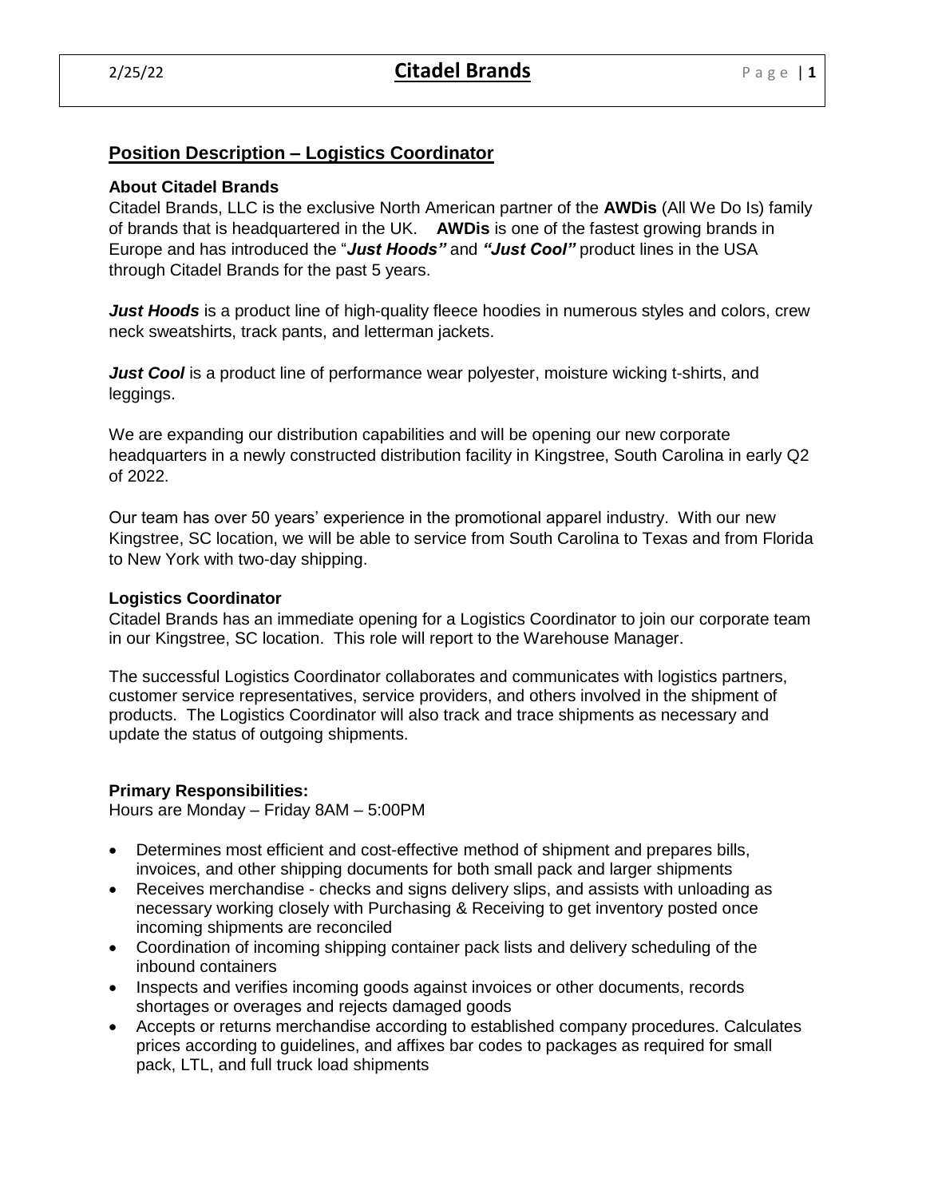## Position Description – Logistics Coordinator

### About Citadel Brands

Citadel Brands, LLC is the exclusive North American partner of the **AWDis** (All We Do Is) family of brands that is headquartered in the UK. **AWDis** is one of the fastest growing brands in Europe and has introduced the "***Just Hoods"*** and ***"Just Cool"*** product lines in the USA through Citadel Brands for the past 5 years.

***Just Hoods*** is a product line of high-quality fleece hoodies in numerous styles and colors, crew neck sweatshirts, track pants, and letterman jackets.

***Just Cool*** is a product line of performance wear polyester, moisture wicking t-shirts, and leggings.

We are expanding our distribution capabilities and will be opening our new corporate headquarters in a newly constructed distribution facility in Kingstree, South Carolina in early Q2 of 2022.

Our team has over 50 years' experience in the promotional apparel industry. With our new Kingstree, SC location, we will be able to service from South Carolina to Texas and from Florida to New York with two-day shipping.

### Logistics Coordinator

Citadel Brands has an immediate opening for a Logistics Coordinator to join our corporate team in our Kingstree, SC location. This role will report to the Warehouse Manager.

The successful Logistics Coordinator collaborates and communicates with logistics partners, customer service representatives, service providers, and others involved in the shipment of products. The Logistics Coordinator will also track and trace shipments as necessary and update the status of outgoing shipments.

### Primary Responsibilities:

Hours are Monday – Friday 8AM – 5:00PM

- Determines most efficient and cost-effective method of shipment and prepares bills, invoices, and other shipping documents for both small pack and larger shipments
- Receives merchandise - checks and signs delivery slips, and assists with unloading as necessary working closely with Purchasing & Receiving to get inventory posted once incoming shipments are reconciled
- Coordination of incoming shipping container pack lists and delivery scheduling of the inbound containers
- Inspects and verifies incoming goods against invoices or other documents, records shortages or overages and rejects damaged goods
- Accepts or returns merchandise according to established company procedures. Calculates prices according to guidelines, and affixes bar codes to packages as required for small pack, LTL, and full truck load shipments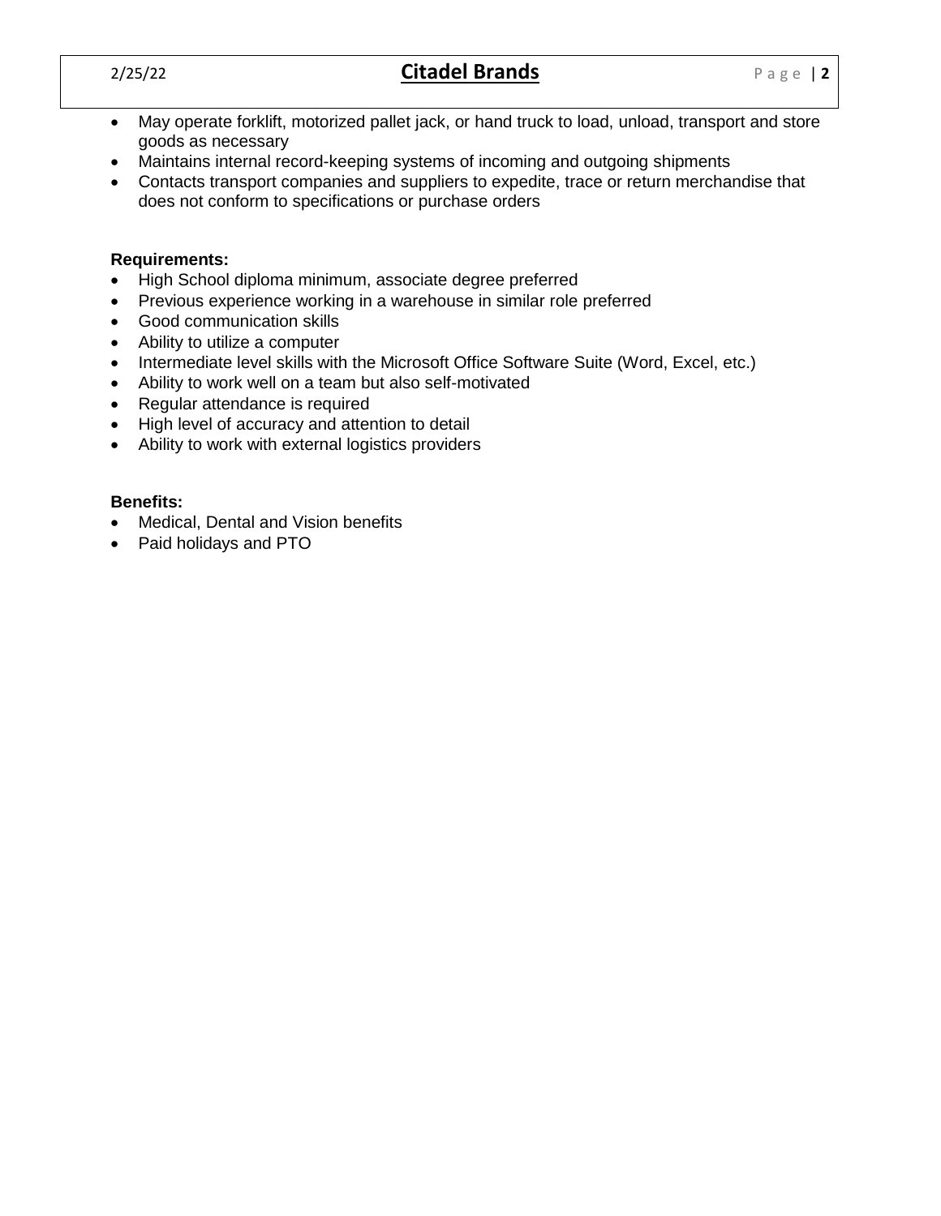- May operate forklift, motorized pallet jack, or hand truck to load, unload, transport and store goods as necessary
- Maintains internal record-keeping systems of incoming and outgoing shipments
- Contacts transport companies and suppliers to expedite, trace or return merchandise that does not conform to specifications or purchase orders

**Requirements:**

- High School diploma minimum, associate degree preferred
- Previous experience working in a warehouse in similar role preferred
- Good communication skills
- Ability to utilize a computer
- Intermediate level skills with the Microsoft Office Software Suite (Word, Excel, etc.)
- Ability to work well on a team but also self-motivated
- Regular attendance is required
- High level of accuracy and attention to detail
- Ability to work with external logistics providers

**Benefits:**

- Medical, Dental and Vision benefits
- Paid holidays and PTO